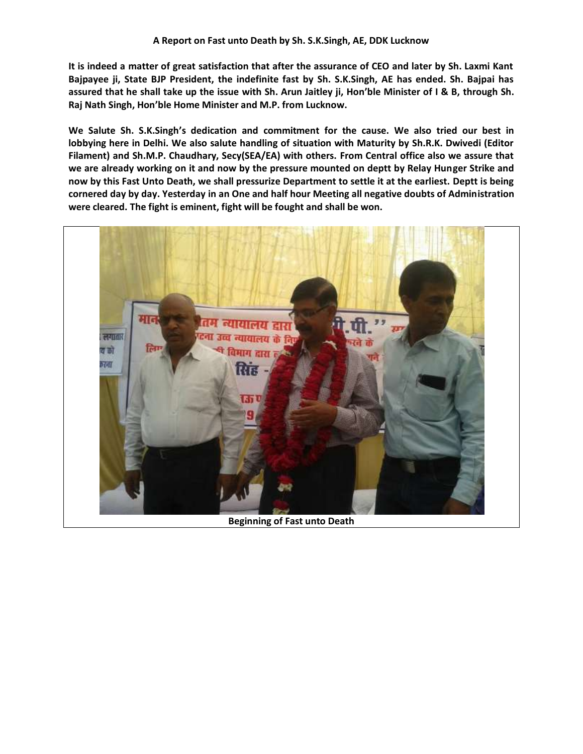**A Report on Fast unto Death by Sh. S.K.Singh, AE, DDK Lucknow**

**It is indeed a matter of great satisfaction that after the assurance of CEO and later by Sh. Laxmi Kant Bajpayee ji, State BJP President, the indefinite fast by Sh. S.K.Singh, AE has ended. Sh. Bajpai has assured that he shall take up the issue with Sh. Arun Jaitley ji, Hon'ble Minister of I & B, through Sh. Raj Nath Singh, Hon'ble Home Minister and M.P. from Lucknow.**

**We Salute Sh. S.K.Singh's dedication and commitment for the cause. We also tried our best in lobbying here in Delhi. We also salute handling of situation with Maturity by Sh.R.K. Dwivedi (Editor Filament) and Sh.M.P. Chaudhary, Secy(SEA/EA) with others. From Central office also we assure that we are already working on it and now by the pressure mounted on deptt by Relay Hunger Strike and now by this Fast Unto Death, we shall pressurize Department to settle it at the earliest. Deptt is being cornered day by day. Yesterday in an One and half hour Meeting all negative doubts of Administration were cleared. The fight is eminent, fight will be fought and shall be won.**

**Beginning of Fast unto Death**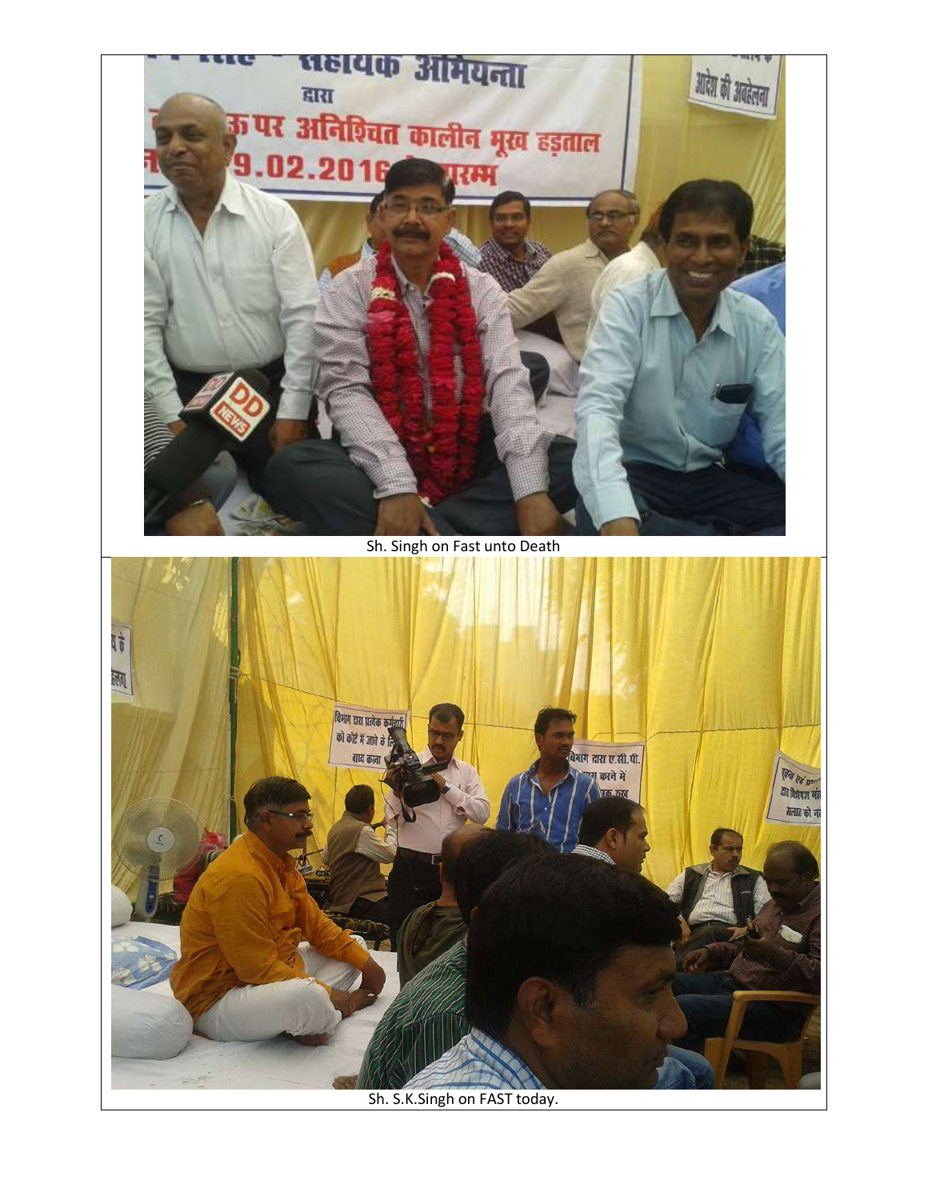Sh. Singh on Fast unto Death

Sh. S.K.Singh on FAST today.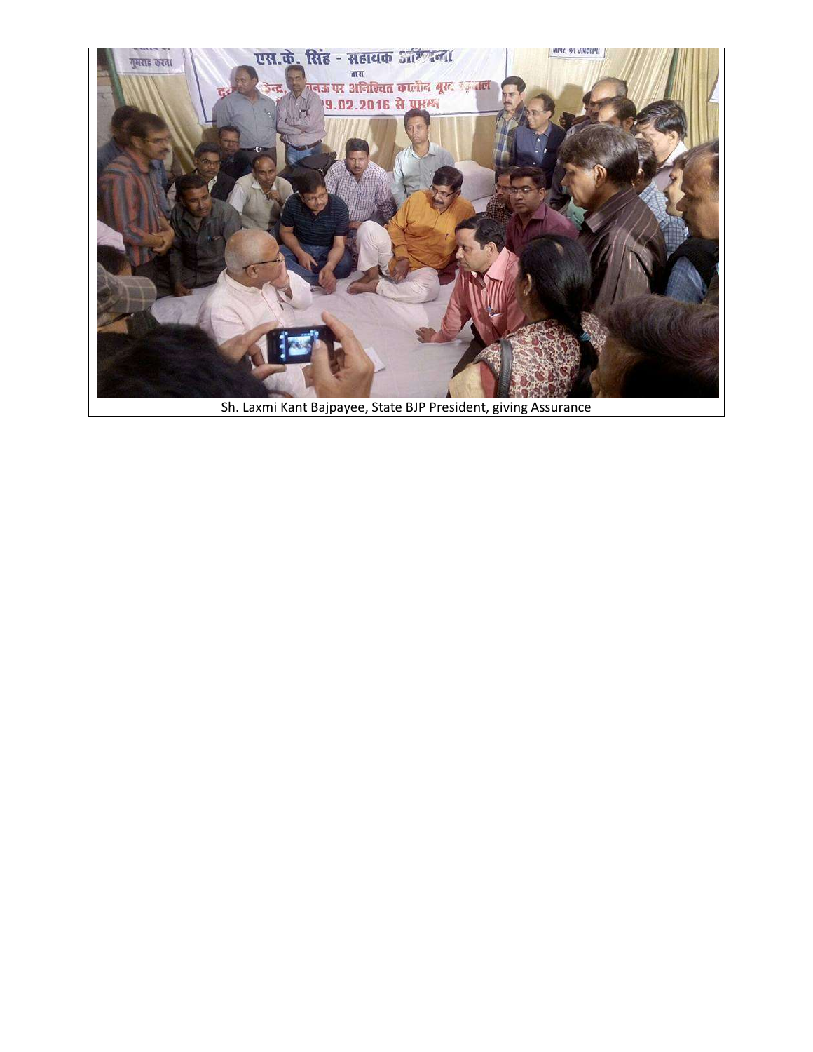Sh. Laxmi Kant Bajpayee, State BJP President, giving Assurance